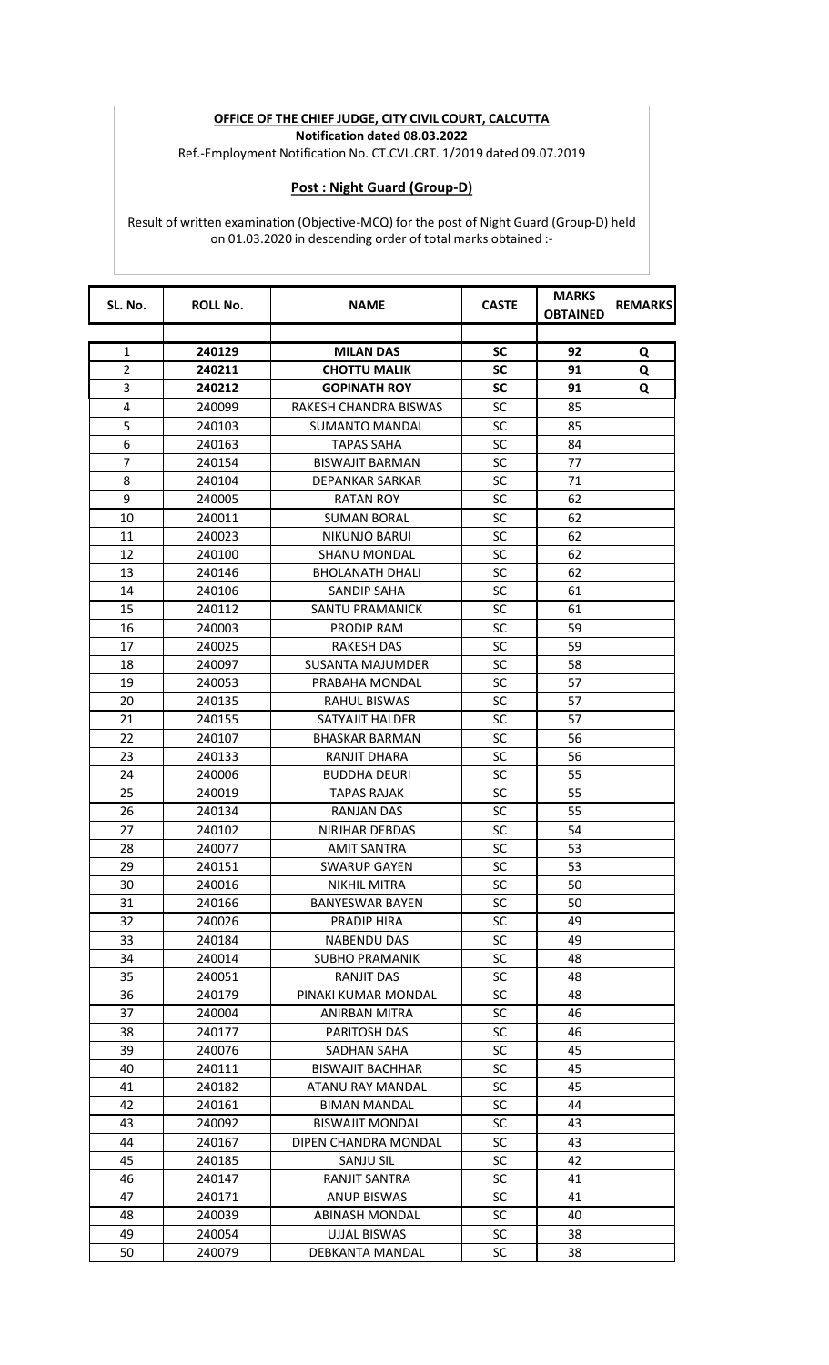**OFFICE OF THE CHIEF JUDGE, CITY CIVIL COURT, CALCUTTA**

**Notification dated 08.03.2022**

Ref.-Employment Notification No. CT.CVL.CRT. 1/2019 dated 09.07.2019

**Post : Night Guard (Group-D)**

Result of written examination (Objective-MCQ) for the post of Night Guard (Group-D) held on 01.03.2020 in descending order of total marks obtained :-

| SL. No. | ROLL No. | NAME | CASTE | MARKS OBTAINED | REMARKS |
|---|---|---|---|---|---|
| 1 | **240129** | **MILAN DAS** | **SC** | **92** | **Q** |
| 2 | **240211** | **CHOTTU MALIK** | **SC** | **91** | **Q** |
| 3 | **240212** | **GOPINATH ROY** | **SC** | **91** | **Q** |
| 4 | 240099 | RAKESH CHANDRA BISWAS | SC | 85 | |
| 5 | 240103 | SUMANTO MANDAL | SC | 85 | |
| 6 | 240163 | TAPAS SAHA | SC | 84 | |
| 7 | 240154 | BISWAJIT BARMAN | SC | 77 | |
| 8 | 240104 | DEPANKAR SARKAR | SC | 71 | |
| 9 | 240005 | RATAN ROY | SC | 62 | |
| 10 | 240011 | SUMAN BORAL | SC | 62 | |
| 11 | 240023 | NIKUNJO BARUI | SC | 62 | |
| 12 | 240100 | SHANU MONDAL | SC | 62 | |
| 13 | 240146 | BHOLANATH DHALI | SC | 62 | |
| 14 | 240106 | SANDIP SAHA | SC | 61 | |
| 15 | 240112 | SANTU PRAMANICK | SC | 61 | |
| 16 | 240003 | PRODIP RAM | SC | 59 | |
| 17 | 240025 | RAKESH DAS | SC | 59 | |
| 18 | 240097 | SUSANTA MAJUMDER | SC | 58 | |
| 19 | 240053 | PRABAHA MONDAL | SC | 57 | |
| 20 | 240135 | RAHUL BISWAS | SC | 57 | |
| 21 | 240155 | SATYAJIT HALDER | SC | 57 | |
| 22 | 240107 | BHASKAR BARMAN | SC | 56 | |
| 23 | 240133 | RANJIT DHARA | SC | 56 | |
| 24 | 240006 | BUDDHA DEURI | SC | 55 | |
| 25 | 240019 | TAPAS RAJAK | SC | 55 | |
| 26 | 240134 | RANJAN DAS | SC | 55 | |
| 27 | 240102 | NIRJHAR DEBDAS | SC | 54 | |
| 28 | 240077 | AMIT SANTRA | SC | 53 | |
| 29 | 240151 | SWARUP GAYEN | SC | 53 | |
| 30 | 240016 | NIKHIL MITRA | SC | 50 | |
| 31 | 240166 | BANYESWAR BAYEN | SC | 50 | |
| 32 | 240026 | PRADIP HIRA | SC | 49 | |
| 33 | 240184 | NABENDU DAS | SC | 49 | |
| 34 | 240014 | SUBHO PRAMANIK | SC | 48 | |
| 35 | 240051 | RANJIT DAS | SC | 48 | |
| 36 | 240179 | PINAKI KUMAR MONDAL | SC | 48 | |
| 37 | 240004 | ANIRBAN MITRA | SC | 46 | |
| 38 | 240177 | PARITOSH DAS | SC | 46 | |
| 39 | 240076 | SADHAN SAHA | SC | 45 | |
| 40 | 240111 | BISWAJIT BACHHAR | SC | 45 | |
| 41 | 240182 | ATANU RAY MANDAL | SC | 45 | |
| 42 | 240161 | BIMAN MANDAL | SC | 44 | |
| 43 | 240092 | BISWAJIT MONDAL | SC | 43 | |
| 44 | 240167 | DIPEN CHANDRA MONDAL | SC | 43 | |
| 45 | 240185 | SANJU SIL | SC | 42 | |
| 46 | 240147 | RANJIT SANTRA | SC | 41 | |
| 47 | 240171 | ANUP BISWAS | SC | 41 | |
| 48 | 240039 | ABINASH MONDAL | SC | 40 | |
| 49 | 240054 | UJJAL BISWAS | SC | 38 | |
| 50 | 240079 | DEBKANTA MANDAL | SC | 38 | |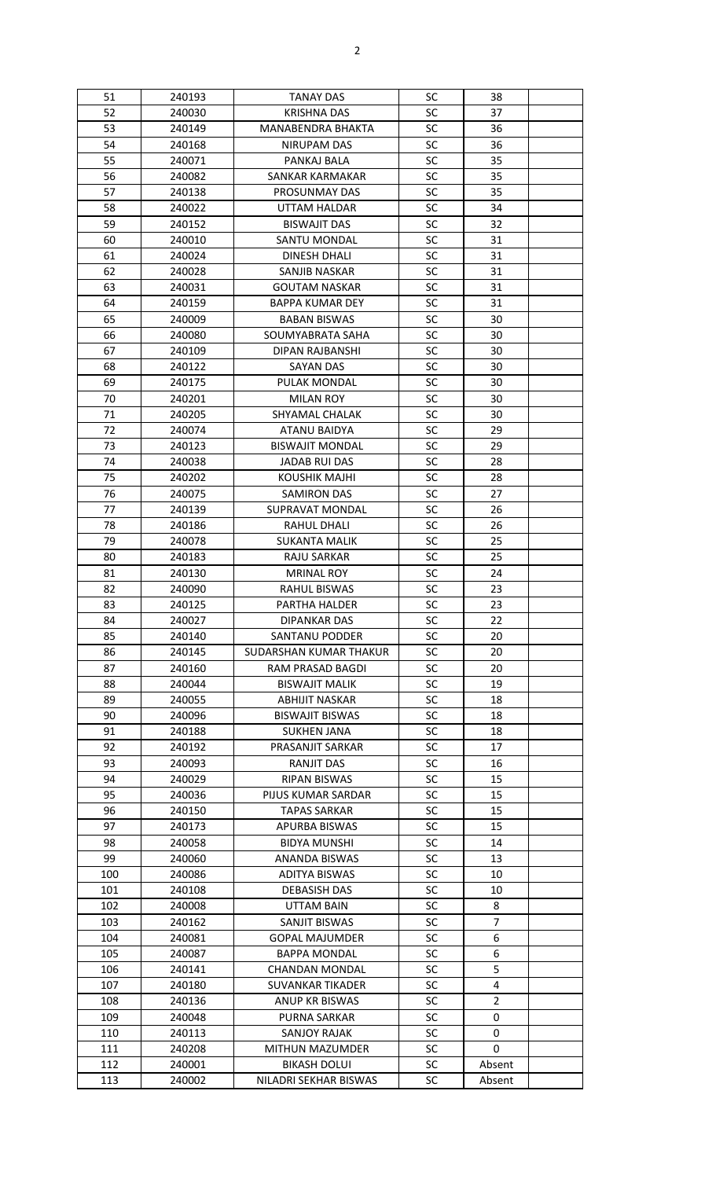| 51 | 240193 | TANAY DAS | SC | 38 | |
|---|---|---|---|---|---|
| 52 | 240030 | KRISHNA DAS | SC | 37 | |
| 53 | 240149 | MANABENDRA BHAKTA | SC | 36 | |
| 54 | 240168 | NIRUPAM DAS | SC | 36 | |
| 55 | 240071 | PANKAJ BALA | SC | 35 | |
| 56 | 240082 | SANKAR KARMAKAR | SC | 35 | |
| 57 | 240138 | PROSUNMAY DAS | SC | 35 | |
| 58 | 240022 | UTTAM HALDAR | SC | 34 | |
| 59 | 240152 | BISWAJIT DAS | SC | 32 | |
| 60 | 240010 | SANTU MONDAL | SC | 31 | |
| 61 | 240024 | DINESH DHALI | SC | 31 | |
| 62 | 240028 | SANJIB NASKAR | SC | 31 | |
| 63 | 240031 | GOUTAM NASKAR | SC | 31 | |
| 64 | 240159 | BAPPA KUMAR DEY | SC | 31 | |
| 65 | 240009 | BABAN BISWAS | SC | 30 | |
| 66 | 240080 | SOUMYABRATA SAHA | SC | 30 | |
| 67 | 240109 | DIPAN RAJBANSHI | SC | 30 | |
| 68 | 240122 | SAYAN DAS | SC | 30 | |
| 69 | 240175 | PULAK MONDAL | SC | 30 | |
| 70 | 240201 | MILAN ROY | SC | 30 | |
| 71 | 240205 | SHYAMAL CHALAK | SC | 30 | |
| 72 | 240074 | ATANU BAIDYA | SC | 29 | |
| 73 | 240123 | BISWAJIT MONDAL | SC | 29 | |
| 74 | 240038 | JADAB RUI DAS | SC | 28 | |
| 75 | 240202 | KOUSHIK MAJHI | SC | 28 | |
| 76 | 240075 | SAMIRON DAS | SC | 27 | |
| 77 | 240139 | SUPRAVAT MONDAL | SC | 26 | |
| 78 | 240186 | RAHUL DHALI | SC | 26 | |
| 79 | 240078 | SUKANTA MALIK | SC | 25 | |
| 80 | 240183 | RAJU SARKAR | SC | 25 | |
| 81 | 240130 | MRINAL ROY | SC | 24 | |
| 82 | 240090 | RAHUL BISWAS | SC | 23 | |
| 83 | 240125 | PARTHA HALDER | SC | 23 | |
| 84 | 240027 | DIPANKAR DAS | SC | 22 | |
| 85 | 240140 | SANTANU PODDER | SC | 20 | |
| 86 | 240145 | SUDARSHAN KUMAR THAKUR | SC | 20 | |
| 87 | 240160 | RAM PRASAD BAGDI | SC | 20 | |
| 88 | 240044 | BISWAJIT MALIK | SC | 19 | |
| 89 | 240055 | ABHIJIT NASKAR | SC | 18 | |
| 90 | 240096 | BISWAJIT BISWAS | SC | 18 | |
| 91 | 240188 | SUKHEN JANA | SC | 18 | |
| 92 | 240192 | PRASANJIT SARKAR | SC | 17 | |
| 93 | 240093 | RANJIT DAS | SC | 16 | |
| 94 | 240029 | RIPAN BISWAS | SC | 15 | |
| 95 | 240036 | PIJUS KUMAR SARDAR | SC | 15 | |
| 96 | 240150 | TAPAS SARKAR | SC | 15 | |
| 97 | 240173 | APURBA BISWAS | SC | 15 | |
| 98 | 240058 | BIDYA MUNSHI | SC | 14 | |
| 99 | 240060 | ANANDA BISWAS | SC | 13 | |
| 100 | 240086 | ADITYA BISWAS | SC | 10 | |
| 101 | 240108 | DEBASISH DAS | SC | 10 | |
| 102 | 240008 | UTTAM BAIN | SC | 8 | |
| 103 | 240162 | SANJIT BISWAS | SC | 7 | |
| 104 | 240081 | GOPAL MAJUMDER | SC | 6 | |
| 105 | 240087 | BAPPA MONDAL | SC | 6 | |
| 106 | 240141 | CHANDAN MONDAL | SC | 5 | |
| 107 | 240180 | SUVANKAR TIKADER | SC | 4 | |
| 108 | 240136 | ANUP KR BISWAS | SC | 2 | |
| 109 | 240048 | PURNA SARKAR | SC | 0 | |
| 110 | 240113 | SANJOY RAJAK | SC | 0 | |
| 111 | 240208 | MITHUN MAZUMDER | SC | 0 | |
| 112 | 240001 | BIKASH DOLUI | SC | Absent | |
| 113 | 240002 | NILADRI SEKHAR BISWAS | SC | Absent | |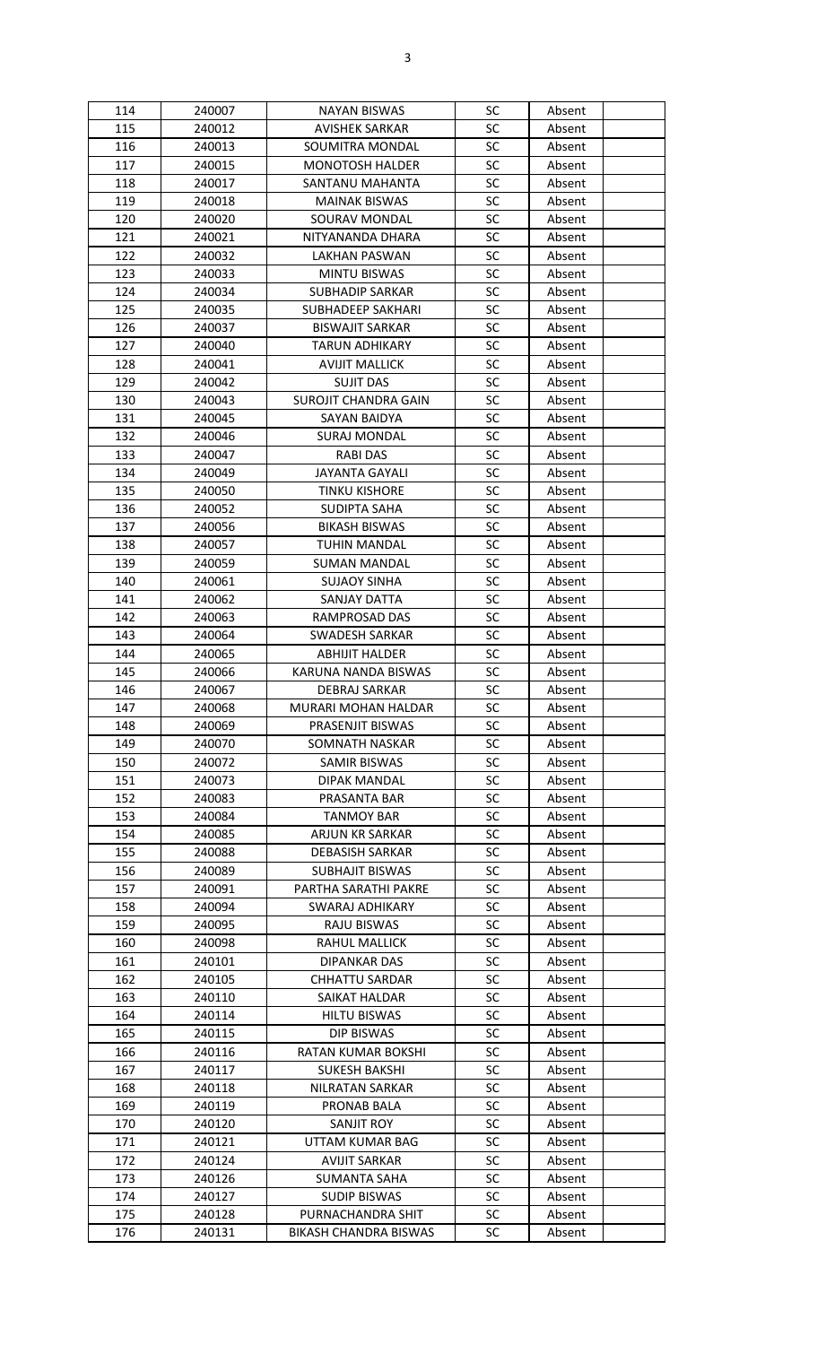| 114 | 240007 | NAYAN BISWAS | SC | Absent | |
|---|---|---|---|---|---|
| 115 | 240012 | AVISHEK SARKAR | SC | Absent | |
| 116 | 240013 | SOUMITRA MONDAL | SC | Absent | |
| 117 | 240015 | MONOTOSH HALDER | SC | Absent | |
| 118 | 240017 | SANTANU MAHANTA | SC | Absent | |
| 119 | 240018 | MAINAK BISWAS | SC | Absent | |
| 120 | 240020 | SOURAV MONDAL | SC | Absent | |
| 121 | 240021 | NITYANANDA DHARA | SC | Absent | |
| 122 | 240032 | LAKHAN PASWAN | SC | Absent | |
| 123 | 240033 | MINTU BISWAS | SC | Absent | |
| 124 | 240034 | SUBHADIP SARKAR | SC | Absent | |
| 125 | 240035 | SUBHADEEP SAKHARI | SC | Absent | |
| 126 | 240037 | BISWAJIT SARKAR | SC | Absent | |
| 127 | 240040 | TARUN ADHIKARY | SC | Absent | |
| 128 | 240041 | AVIJIT MALLICK | SC | Absent | |
| 129 | 240042 | SUJIT DAS | SC | Absent | |
| 130 | 240043 | SUROJIT CHANDRA GAIN | SC | Absent | |
| 131 | 240045 | SAYAN BAIDYA | SC | Absent | |
| 132 | 240046 | SURAJ MONDAL | SC | Absent | |
| 133 | 240047 | RABI DAS | SC | Absent | |
| 134 | 240049 | JAYANTA GAYALI | SC | Absent | |
| 135 | 240050 | TINKU KISHORE | SC | Absent | |
| 136 | 240052 | SUDIPTA SAHA | SC | Absent | |
| 137 | 240056 | BIKASH BISWAS | SC | Absent | |
| 138 | 240057 | TUHIN MANDAL | SC | Absent | |
| 139 | 240059 | SUMAN MANDAL | SC | Absent | |
| 140 | 240061 | SUJAOY SINHA | SC | Absent | |
| 141 | 240062 | SANJAY DATTA | SC | Absent | |
| 142 | 240063 | RAMPROSAD DAS | SC | Absent | |
| 143 | 240064 | SWADESH SARKAR | SC | Absent | |
| 144 | 240065 | ABHIJIT HALDER | SC | Absent | |
| 145 | 240066 | KARUNA NANDA BISWAS | SC | Absent | |
| 146 | 240067 | DEBRAJ SARKAR | SC | Absent | |
| 147 | 240068 | MURARI MOHAN HALDAR | SC | Absent | |
| 148 | 240069 | PRASENJIT BISWAS | SC | Absent | |
| 149 | 240070 | SOMNATH NASKAR | SC | Absent | |
| 150 | 240072 | SAMIR BISWAS | SC | Absent | |
| 151 | 240073 | DIPAK MANDAL | SC | Absent | |
| 152 | 240083 | PRASANTA BAR | SC | Absent | |
| 153 | 240084 | TANMOY BAR | SC | Absent | |
| 154 | 240085 | ARJUN KR SARKAR | SC | Absent | |
| 155 | 240088 | DEBASISH SARKAR | SC | Absent | |
| 156 | 240089 | SUBHAJIT BISWAS | SC | Absent | |
| 157 | 240091 | PARTHA SARATHI PAKRE | SC | Absent | |
| 158 | 240094 | SWARAJ ADHIKARY | SC | Absent | |
| 159 | 240095 | RAJU BISWAS | SC | Absent | |
| 160 | 240098 | RAHUL MALLICK | SC | Absent | |
| 161 | 240101 | DIPANKAR DAS | SC | Absent | |
| 162 | 240105 | CHHATTU SARDAR | SC | Absent | |
| 163 | 240110 | SAIKAT HALDAR | SC | Absent | |
| 164 | 240114 | HILTU BISWAS | SC | Absent | |
| 165 | 240115 | DIP BISWAS | SC | Absent | |
| 166 | 240116 | RATAN KUMAR BOKSHI | SC | Absent | |
| 167 | 240117 | SUKESH BAKSHI | SC | Absent | |
| 168 | 240118 | NILRATAN SARKAR | SC | Absent | |
| 169 | 240119 | PRONAB BALA | SC | Absent | |
| 170 | 240120 | SANJIT ROY | SC | Absent | |
| 171 | 240121 | UTTAM KUMAR BAG | SC | Absent | |
| 172 | 240124 | AVIJIT SARKAR | SC | Absent | |
| 173 | 240126 | SUMANTA SAHA | SC | Absent | |
| 174 | 240127 | SUDIP BISWAS | SC | Absent | |
| 175 | 240128 | PURNACHANDRA SHIT | SC | Absent | |
| 176 | 240131 | BIKASH CHANDRA BISWAS | SC | Absent | |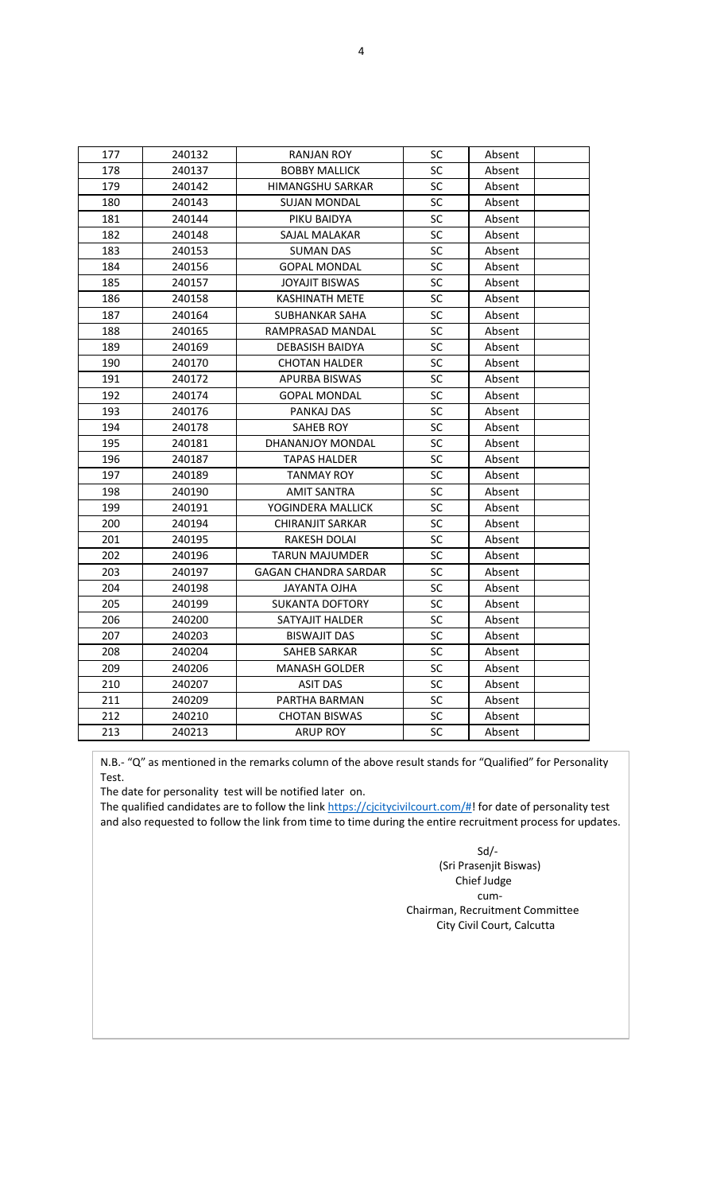| | | | | | |
|---|---|---|---|---|---|
| 177 | 240132 | RANJAN ROY | SC | Absent | |
| 178 | 240137 | BOBBY MALLICK | SC | Absent | |
| 179 | 240142 | HIMANGSHU SARKAR | SC | Absent | |
| 180 | 240143 | SUJAN MONDAL | SC | Absent | |
| 181 | 240144 | PIKU BAIDYA | SC | Absent | |
| 182 | 240148 | SAJAL MALAKAR | SC | Absent | |
| 183 | 240153 | SUMAN DAS | SC | Absent | |
| 184 | 240156 | GOPAL MONDAL | SC | Absent | |
| 185 | 240157 | JOYAJIT BISWAS | SC | Absent | |
| 186 | 240158 | KASHINATH METE | SC | Absent | |
| 187 | 240164 | SUBHANKAR SAHA | SC | Absent | |
| 188 | 240165 | RAMPRASAD MANDAL | SC | Absent | |
| 189 | 240169 | DEBASISH BAIDYA | SC | Absent | |
| 190 | 240170 | CHOTAN HALDER | SC | Absent | |
| 191 | 240172 | APURBA BISWAS | SC | Absent | |
| 192 | 240174 | GOPAL MONDAL | SC | Absent | |
| 193 | 240176 | PANKAJ DAS | SC | Absent | |
| 194 | 240178 | SAHEB ROY | SC | Absent | |
| 195 | 240181 | DHANANJOY MONDAL | SC | Absent | |
| 196 | 240187 | TAPAS HALDER | SC | Absent | |
| 197 | 240189 | TANMAY ROY | SC | Absent | |
| 198 | 240190 | AMIT SANTRA | SC | Absent | |
| 199 | 240191 | YOGINDERA MALLICK | SC | Absent | |
| 200 | 240194 | CHIRANJIT SARKAR | SC | Absent | |
| 201 | 240195 | RAKESH DOLAI | SC | Absent | |
| 202 | 240196 | TARUN MAJUMDER | SC | Absent | |
| 203 | 240197 | GAGAN CHANDRA SARDAR | SC | Absent | |
| 204 | 240198 | JAYANTA OJHA | SC | Absent | |
| 205 | 240199 | SUKANTA DOFTORY | SC | Absent | |
| 206 | 240200 | SATYAJIT HALDER | SC | Absent | |
| 207 | 240203 | BISWAJIT DAS | SC | Absent | |
| 208 | 240204 | SAHEB SARKAR | SC | Absent | |
| 209 | 240206 | MANASH GOLDER | SC | Absent | |
| 210 | 240207 | ASIT DAS | SC | Absent | |
| 211 | 240209 | PARTHA BARMAN | SC | Absent | |
| 212 | 240210 | CHOTAN BISWAS | SC | Absent | |
| 213 | 240213 | ARUP ROY | SC | Absent | |

N.B.- "Q" as mentioned in the remarks column of the above result stands for "Qualified" for Personality Test.

The date for personality test will be notified later on.

The qualified candidates are to follow the link https://cjcitycivilcourt.com/#! for date of personality test and also requested to follow the link from time to time during the entire recruitment process for updates.

Sd/-
(Sri Prasenjit Biswas)
Chief Judge
cum-
Chairman, Recruitment Committee
City Civil Court, Calcutta